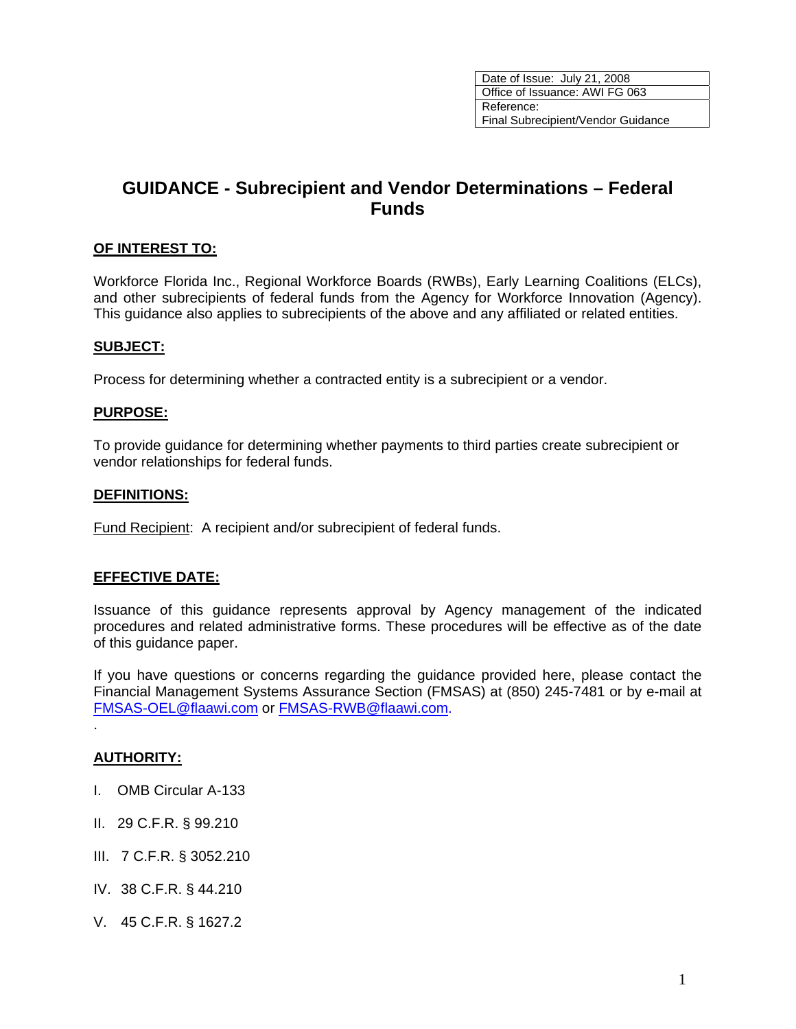| Date of Issue: July 21, 2008 |
| --- |
| Office of Issuance: AWI FG 063 |
| Reference: Final Subrecipient/Vendor Guidance |

# GUIDANCE - Subrecipient and Vendor Determinations – Federal Funds

## OF INTEREST TO:

Workforce Florida Inc., Regional Workforce Boards (RWBs), Early Learning Coalitions (ELCs), and other subrecipients of federal funds from the Agency for Workforce Innovation (Agency). This guidance also applies to subrecipients of the above and any affiliated or related entities.

## SUBJECT:

Process for determining whether a contracted entity is a subrecipient or a vendor.

## PURPOSE:

To provide guidance for determining whether payments to third parties create subrecipient or vendor relationships for federal funds.

## DEFINITIONS:

Fund Recipient: A recipient and/or subrecipient of federal funds.

## EFFECTIVE DATE:

Issuance of this guidance represents approval by Agency management of the indicated procedures and related administrative forms. These procedures will be effective as of the date of this guidance paper.

If you have questions or concerns regarding the guidance provided here, please contact the Financial Management Systems Assurance Section (FMSAS) at (850) 245-7481 or by e-mail at FMSAS-OEL@flaawi.com or FMSAS-RWB@flaawi.com.

## AUTHORITY:

I. OMB Circular A-133

II. 29 C.F.R. § 99.210

III. 7 C.F.R. § 3052.210

IV. 38 C.F.R. § 44.210

V. 45 C.F.R. § 1627.2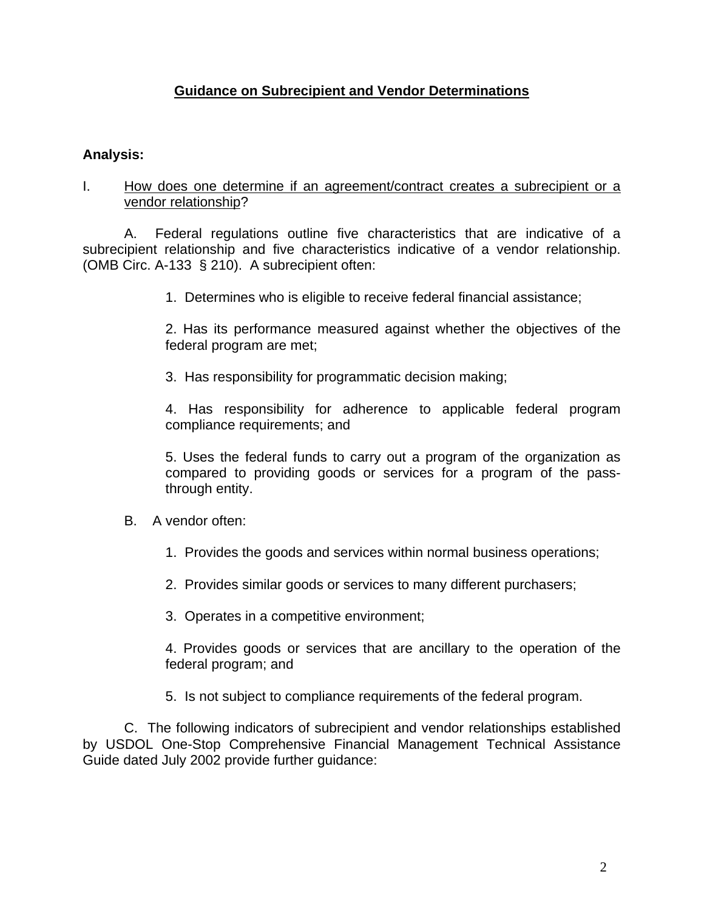## Guidance on Subrecipient and Vendor Determinations

**Analysis:**

I. How does one determine if an agreement/contract creates a subrecipient or a vendor relationship?

A. Federal regulations outline five characteristics that are indicative of a subrecipient relationship and five characteristics indicative of a vendor relationship. (OMB Circ. A-133 § 210). A subrecipient often:

1. Determines who is eligible to receive federal financial assistance;

2. Has its performance measured against whether the objectives of the federal program are met;

3. Has responsibility for programmatic decision making;

4. Has responsibility for adherence to applicable federal program compliance requirements; and

5. Uses the federal funds to carry out a program of the organization as compared to providing goods or services for a program of the pass-through entity.

B. A vendor often:

1. Provides the goods and services within normal business operations;

2. Provides similar goods or services to many different purchasers;

3. Operates in a competitive environment;

4. Provides goods or services that are ancillary to the operation of the federal program; and

5. Is not subject to compliance requirements of the federal program.

C. The following indicators of subrecipient and vendor relationships established by USDOL One-Stop Comprehensive Financial Management Technical Assistance Guide dated July 2002 provide further guidance: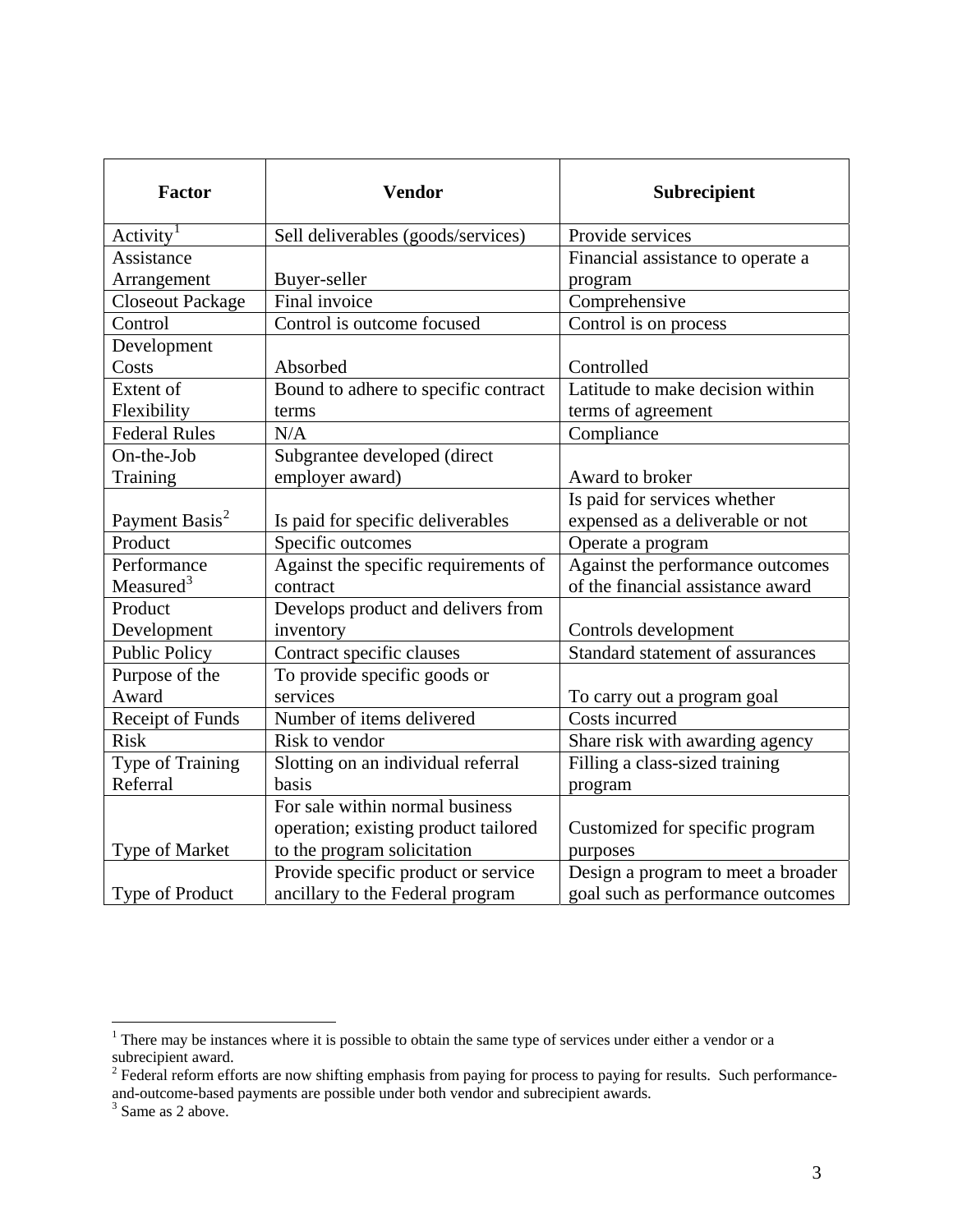| Factor | Vendor | Subrecipient |
|---|---|---|
| Activity[1] | Sell deliverables (goods/services) | Provide services |
| Assistance Arrangement | Buyer-seller | Financial assistance to operate a program |
| Closeout Package | Final invoice | Comprehensive |
| Control | Control is outcome focused | Control is on process |
| Development Costs | Absorbed | Controlled |
| Extent of Flexibility | Bound to adhere to specific contract terms | Latitude to make decision within terms of agreement |
| Federal Rules | N/A | Compliance |
| On-the-Job Training | Subgrantee developed (direct employer award) | Award to broker |
| Payment Basis[2] | Is paid for specific deliverables | Is paid for services whether expensed as a deliverable or not |
| Product | Specific outcomes | Operate a program |
| Performance Measured[3] | Against the specific requirements of contract | Against the performance outcomes of the financial assistance award |
| Product Development | Develops product and delivers from inventory | Controls development |
| Public Policy | Contract specific clauses | Standard statement of assurances |
| Purpose of the Award | To provide specific goods or services | To carry out a program goal |
| Receipt of Funds | Number of items delivered | Costs incurred |
| Risk | Risk to vendor | Share risk with awarding agency |
| Type of Training Referral | Slotting on an individual referral basis | Filling a class-sized training program |
| Type of Market | For sale within normal business operation; existing product tailored to the program solicitation | Customized for specific program purposes |
| Type of Product | Provide specific product or service ancillary to the Federal program | Design a program to meet a broader goal such as performance outcomes |

[1] There may be instances where it is possible to obtain the same type of services under either a vendor or a subrecipient award.

[2] Federal reform efforts are now shifting emphasis from paying for process to paying for results. Such performance-and-outcome-based payments are possible under both vendor and subrecipient awards.

[3] Same as 2 above.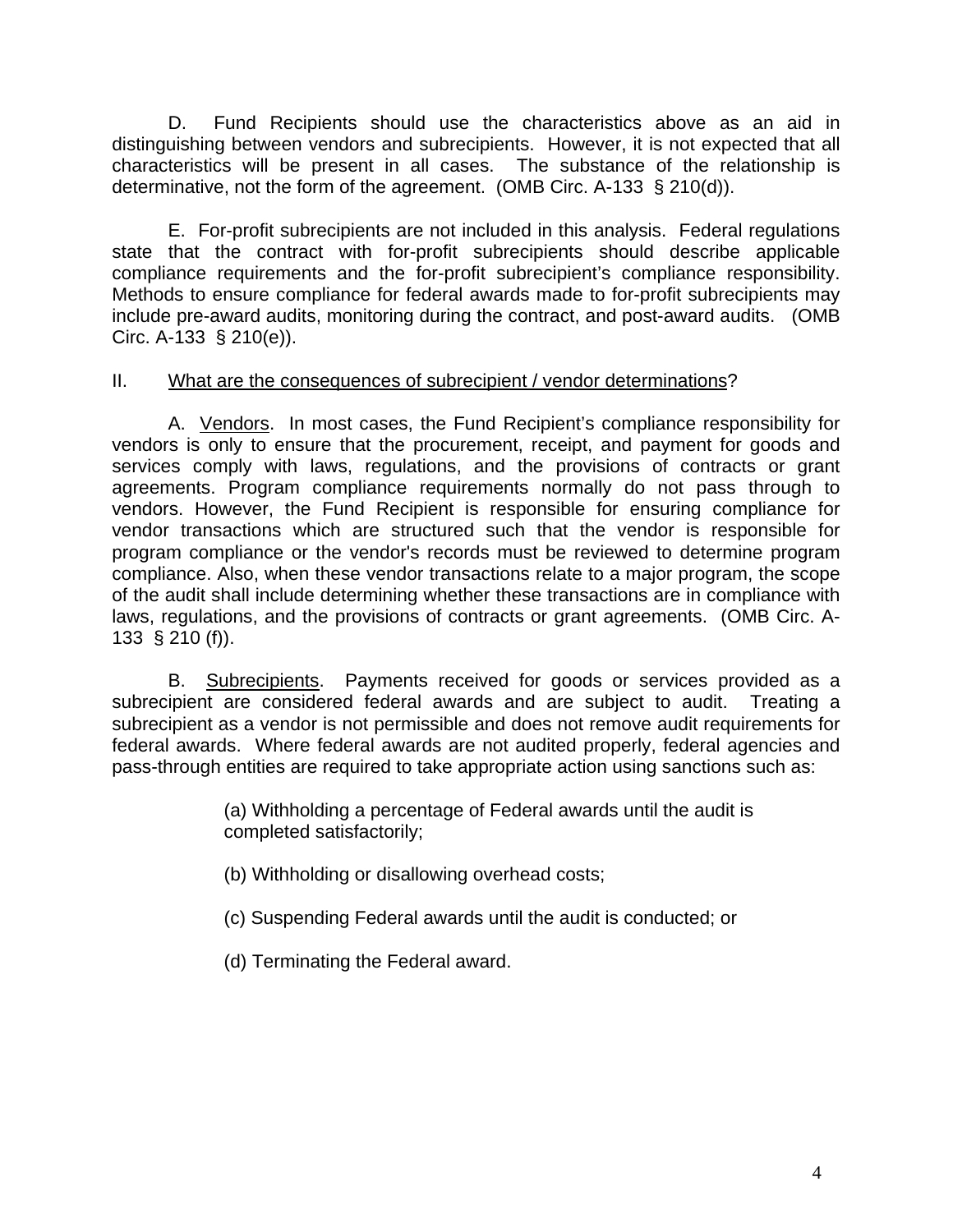D. Fund Recipients should use the characteristics above as an aid in distinguishing between vendors and subrecipients. However, it is not expected that all characteristics will be present in all cases. The substance of the relationship is determinative, not the form of the agreement. (OMB Circ. A-133 § 210(d)).

E. For-profit subrecipients are not included in this analysis. Federal regulations state that the contract with for-profit subrecipients should describe applicable compliance requirements and the for-profit subrecipient's compliance responsibility. Methods to ensure compliance for federal awards made to for-profit subrecipients may include pre-award audits, monitoring during the contract, and post-award audits. (OMB Circ. A-133 § 210(e)).

II. <u>What are the consequences of subrecipient / vendor determinations</u>?

A. <u>Vendors</u>. In most cases, the Fund Recipient's compliance responsibility for vendors is only to ensure that the procurement, receipt, and payment for goods and services comply with laws, regulations, and the provisions of contracts or grant agreements. Program compliance requirements normally do not pass through to vendors. However, the Fund Recipient is responsible for ensuring compliance for vendor transactions which are structured such that the vendor is responsible for program compliance or the vendor's records must be reviewed to determine program compliance. Also, when these vendor transactions relate to a major program, the scope of the audit shall include determining whether these transactions are in compliance with laws, regulations, and the provisions of contracts or grant agreements. (OMB Circ. A-133 § 210 (f)).

B. <u>Subrecipients</u>. Payments received for goods or services provided as a subrecipient are considered federal awards and are subject to audit. Treating a subrecipient as a vendor is not permissible and does not remove audit requirements for federal awards. Where federal awards are not audited properly, federal agencies and pass-through entities are required to take appropriate action using sanctions such as:

(a) Withholding a percentage of Federal awards until the audit is completed satisfactorily;

(b) Withholding or disallowing overhead costs;

(c) Suspending Federal awards until the audit is conducted; or

(d) Terminating the Federal award.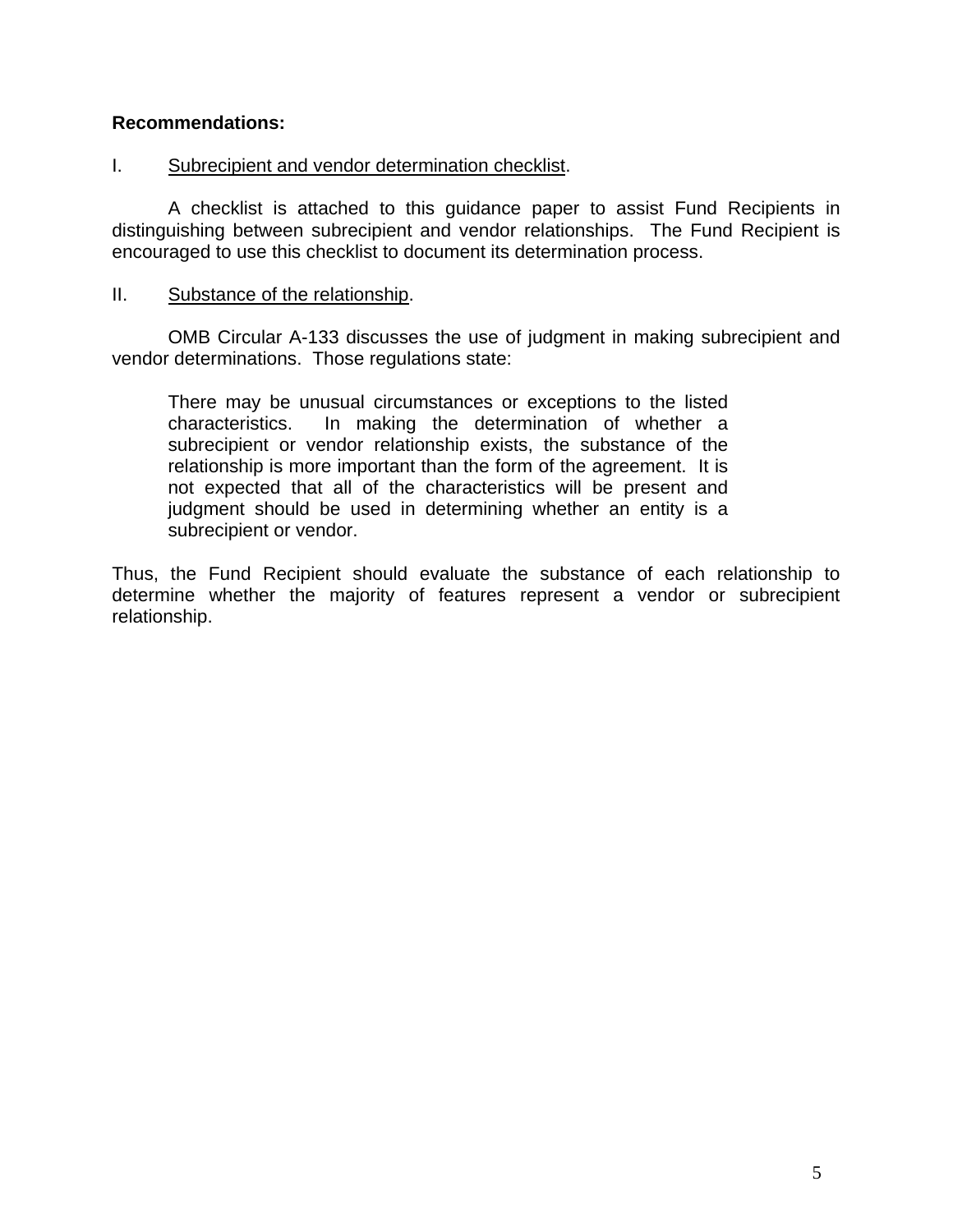**Recommendations:**

I. Subrecipient and vendor determination checklist.

A checklist is attached to this guidance paper to assist Fund Recipients in distinguishing between subrecipient and vendor relationships. The Fund Recipient is encouraged to use this checklist to document its determination process.

II. Substance of the relationship.

OMB Circular A-133 discusses the use of judgment in making subrecipient and vendor determinations. Those regulations state:

> There may be unusual circumstances or exceptions to the listed characteristics. In making the determination of whether a subrecipient or vendor relationship exists, the substance of the relationship is more important than the form of the agreement. It is not expected that all of the characteristics will be present and judgment should be used in determining whether an entity is a subrecipient or vendor.

Thus, the Fund Recipient should evaluate the substance of each relationship to determine whether the majority of features represent a vendor or subrecipient relationship.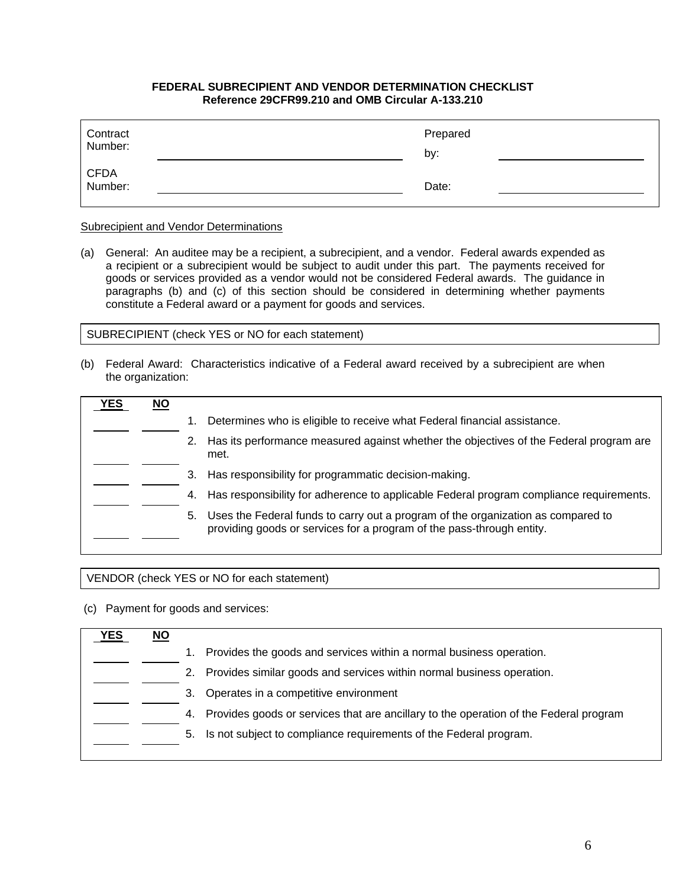**FEDERAL SUBRECIPIENT AND VENDOR DETERMINATION CHECKLIST**
**Reference 29CFR99.210 and OMB Circular A-133.210**

| | | | |
|---|---|---|---|
| Contract Number: | \_\_\_\_\_\_\_\_\_\_\_\_\_\_\_\_\_\_\_\_\_\_\_\_ | Prepared by: | \_\_\_\_\_\_\_\_\_\_\_\_\_\_\_\_\_\_\_\_ |
| CFDA Number: | \_\_\_\_\_\_\_\_\_\_\_\_\_\_\_\_\_\_\_\_\_\_\_\_ | Date: | \_\_\_\_\_\_\_\_\_\_\_\_\_\_\_\_\_\_\_\_ |

Subrecipient and Vendor Determinations

(a) General: An auditee may be a recipient, a subrecipient, and a vendor. Federal awards expended as a recipient or a subrecipient would be subject to audit under this part. The payments received for goods or services provided as a vendor would not be considered Federal awards. The guidance in paragraphs (b) and (c) of this section should be considered in determining whether payments constitute a Federal award or a payment for goods and services.

SUBRECIPIENT (check YES or NO for each statement)

(b) Federal Award: Characteristics indicative of a Federal award received by a subrecipient are when the organization:

| YES | NO | |
|---|---|---|
| | | 1. Determines who is eligible to receive what Federal financial assistance. |
| | | 2. Has its performance measured against whether the objectives of the Federal program are met. |
| | | 3. Has responsibility for programmatic decision-making. |
| | | 4. Has responsibility for adherence to applicable Federal program compliance requirements. |
| | | 5. Uses the Federal funds to carry out a program of the organization as compared to providing goods or services for a program of the pass-through entity. |

VENDOR (check YES or NO for each statement)

(c) Payment for goods and services:

| YES | NO | |
|---|---|---|
| | | 1. Provides the goods and services within a normal business operation. |
| | | 2. Provides similar goods and services within normal business operation. |
| | | 3. Operates in a competitive environment |
| | | 4. Provides goods or services that are ancillary to the operation of the Federal program |
| | | 5. Is not subject to compliance requirements of the Federal program. |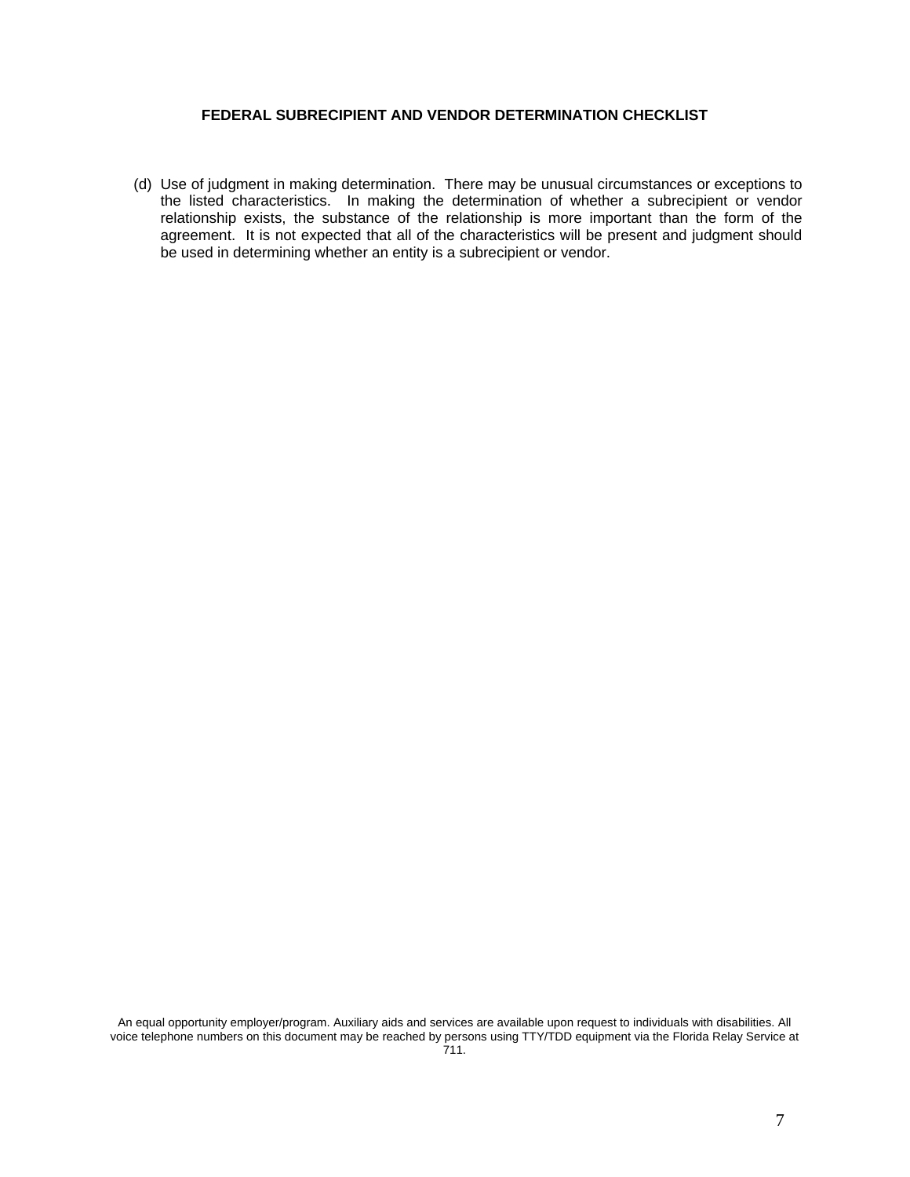(d) Use of judgment in making determination. There may be unusual circumstances or exceptions to the listed characteristics. In making the determination of whether a subrecipient or vendor relationship exists, the substance of the relationship is more important than the form of the agreement. It is not expected that all of the characteristics will be present and judgment should be used in determining whether an entity is a subrecipient or vendor.